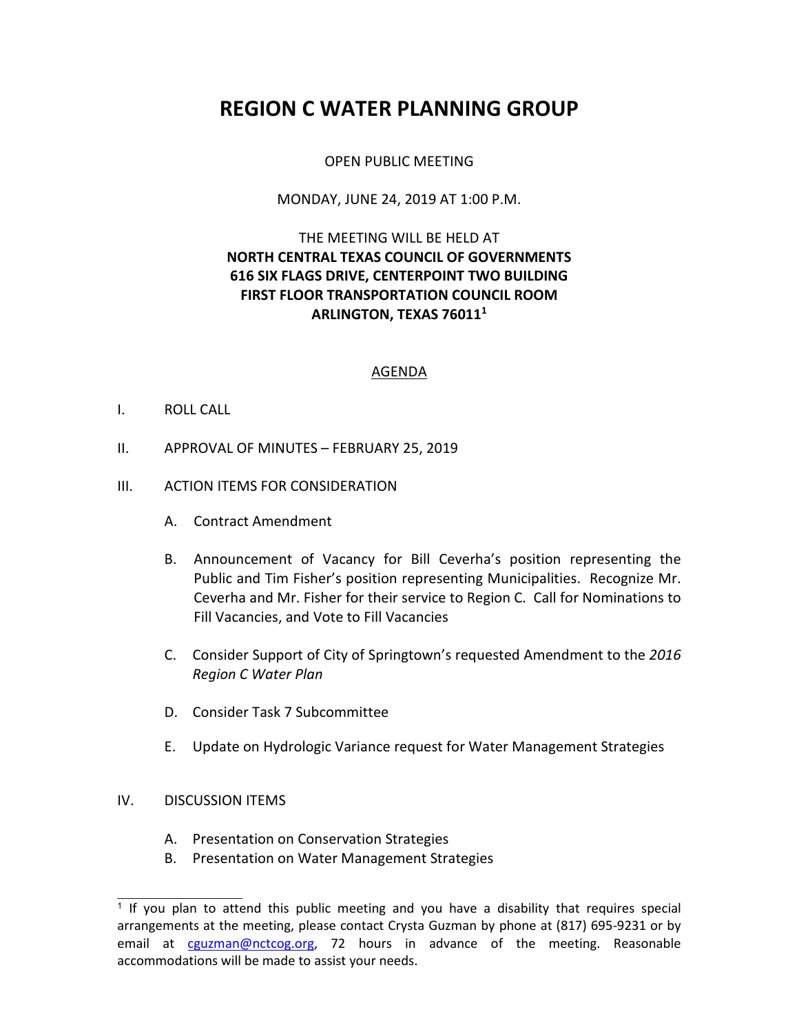# REGION C WATER PLANNING GROUP

OPEN PUBLIC MEETING

MONDAY, JUNE 24, 2019 AT 1:00 P.M.

THE MEETING WILL BE HELD AT
**NORTH CENTRAL TEXAS COUNCIL OF GOVERNMENTS**
**616 SIX FLAGS DRIVE, CENTERPOINT TWO BUILDING**
**FIRST FLOOR TRANSPORTATION COUNCIL ROOM**
**ARLINGTON, TEXAS 76011**[1]

## AGENDA

I. ROLL CALL

II. APPROVAL OF MINUTES – FEBRUARY 25, 2019

III. ACTION ITEMS FOR CONSIDERATION

   A. Contract Amendment

   B. Announcement of Vacancy for Bill Ceverha's position representing the Public and Tim Fisher's position representing Municipalities. Recognize Mr. Ceverha and Mr. Fisher for their service to Region C. Call for Nominations to Fill Vacancies, and Vote to Fill Vacancies

   C. Consider Support of City of Springtown's requested Amendment to the *2016 Region C Water Plan*

   D. Consider Task 7 Subcommittee

   E. Update on Hydrologic Variance request for Water Management Strategies

IV. DISCUSSION ITEMS

   A. Presentation on Conservation Strategies
   B. Presentation on Water Management Strategies

---

[1] If you plan to attend this public meeting and you have a disability that requires special arrangements at the meeting, please contact Crysta Guzman by phone at (817) 695-9231 or by email at cguzman@nctcog.org, 72 hours in advance of the meeting. Reasonable accommodations will be made to assist your needs.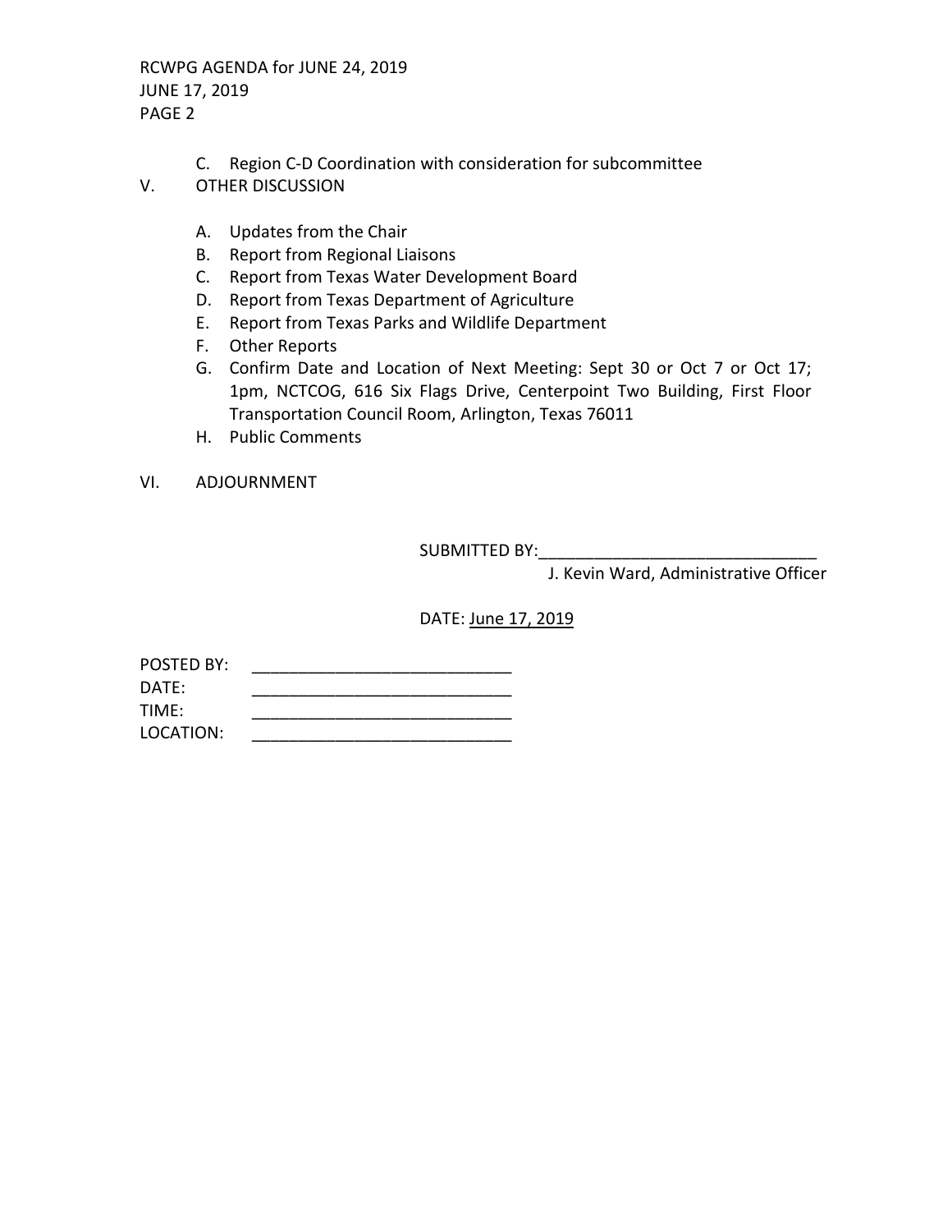C. Region C-D Coordination with consideration for subcommittee

V. OTHER DISCUSSION

A. Updates from the Chair
B. Report from Regional Liaisons
C. Report from Texas Water Development Board
D. Report from Texas Department of Agriculture
E. Report from Texas Parks and Wildlife Department
F. Other Reports
G. Confirm Date and Location of Next Meeting: Sept 30 or Oct 7 or Oct 17; 1pm, NCTCOG, 616 Six Flags Drive, Centerpoint Two Building, First Floor Transportation Council Room, Arlington, Texas 76011
H. Public Comments

VI. ADJOURNMENT

SUBMITTED BY:______________________________
J. Kevin Ward, Administrative Officer

DATE: June 17, 2019

POSTED BY: ___________________________
DATE: ___________________________
TIME: ___________________________
LOCATION: ___________________________